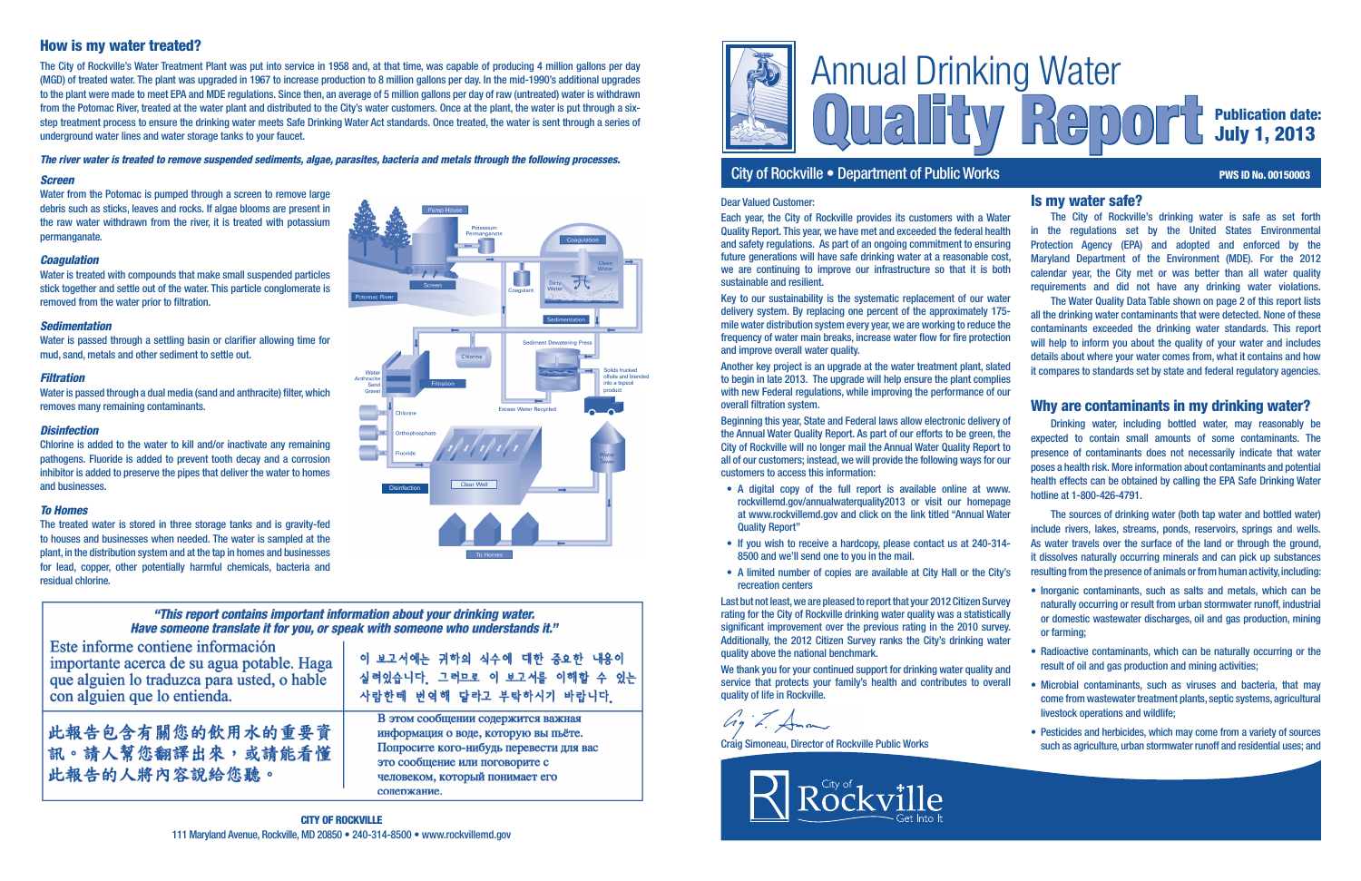# Annual Drinking Water Quality Report

**Publication date: July 1, 2013**

**City of Rockville • Department of Public Works**

**PWS ID No. 00150003**

Dear Valued Customer:

Each year, the City of Rockville provides its customers with a Water Quality Report. This year, we have met and exceeded the federal health and safety regulations. As part of an ongoing commitment to ensuring future generations will have safe drinking water at a reasonable cost, we are continuing to improve our infrastructure so that it is both sustainable and resilient.

Key to our sustainability is the systematic replacement of our water delivery system. By replacing one percent of the approximately 175-mile water distribution system every year, we are working to reduce the frequency of water main breaks, increase water flow for fire protection and improve overall water quality.

Another key project is an upgrade at the water treatment plant, slated to begin in late 2013. The upgrade will help ensure the plant complies with new Federal regulations, while improving the performance of our overall filtration system.

Beginning this year, State and Federal laws allow electronic delivery of the Annual Water Quality Report. As part of our efforts to be green, the City of Rockville will no longer mail the Annual Water Quality Report to all of our customers; instead, we will provide the following ways for our customers to access this information:

- A digital copy of the full report is available online at www.rockvillemd.gov/annualwaterquality2013 or visit our homepage at www.rockvillemd.gov and click on the link titled "Annual Water Quality Report"
- If you wish to receive a hardcopy, please contact us at 240-314-8500 and we'll send one to you in the mail.
- A limited number of copies are available at City Hall or the City's recreation centers

Last but not least, we are pleased to report that your 2012 Citizen Survey rating for the City of Rockville drinking water quality was a statistically significant improvement over the previous rating in the 2010 survey. Additionally, the 2012 Citizen Survey ranks the City's drinking water quality above the national benchmark.

We thank you for your continued support for drinking water quality and service that protects your family's health and contributes to overall quality of life in Rockville.

Craig Simoneau, Director of Rockville Public Works

## Is my water safe?

The City of Rockville's drinking water is safe as set forth in the regulations set by the United States Environmental Protection Agency (EPA) and adopted and enforced by the Maryland Department of the Environment (MDE). For the 2012 calendar year, the City met or was better than all water quality requirements and did not have any drinking water violations.

The Water Quality Data Table shown on page 2 of this report lists all the drinking water contaminants that were detected. None of these contaminants exceeded the drinking water standards. This report will help to inform you about the quality of your water and includes details about where your water comes from, what it contains and how it compares to standards set by state and federal regulatory agencies.

## Why are contaminants in my drinking water?

Drinking water, including bottled water, may reasonably be expected to contain small amounts of some contaminants. The presence of contaminants does not necessarily indicate that water poses a health risk. More information about contaminants and potential health effects can be obtained by calling the EPA Safe Drinking Water hotline at 1-800-426-4791.

The sources of drinking water (both tap water and bottled water) include rivers, lakes, streams, ponds, reservoirs, springs and wells. As water travels over the surface of the land or through the ground, it dissolves naturally occurring minerals and can pick up substances resulting from the presence of animals or from human activity, including:

- Inorganic contaminants, such as salts and metals, which can be naturally occurring or result from urban stormwater runoff, industrial or domestic wastewater discharges, oil and gas production, mining or farming;
- Radioactive contaminants, which can be naturally occurring or the result of oil and gas production and mining activities;
- Microbial contaminants, such as viruses and bacteria, that may come from wastewater treatment plants, septic systems, agricultural livestock operations and wildlife;
- Pesticides and herbicides, which may come from a variety of sources such as agriculture, urban stormwater runoff and residential uses; and

## How is my water treated?

The City of Rockville's Water Treatment Plant was put into service in 1958 and, at that time, was capable of producing 4 million gallons per day (MGD) of treated water. The plant was upgraded in 1967 to increase production to 8 million gallons per day. In the mid-1990's additional upgrades to the plant were made to meet EPA and MDE regulations. Since then, an average of 5 million gallons per day of raw (untreated) water is withdrawn from the Potomac River, treated at the water plant and distributed to the City's water customers. Once at the plant, the water is put through a six-step treatment process to ensure the drinking water meets Safe Drinking Water Act standards. Once treated, the water is sent through a series of underground water lines and water storage tanks to your faucet.

***The river water is treated to remove suspended sediments, algae, parasites, bacteria and metals through the following processes.***

### *Screen*

Water from the Potomac is pumped through a screen to remove large debris such as sticks, leaves and rocks. If algae blooms are present in the raw water withdrawn from the river, it is treated with potassium permanganate.

### *Coagulation*

Water is treated with compounds that make small suspended particles stick together and settle out of the water. This particle conglomerate is removed from the water prior to filtration.

### *Sedimentation*

Water is passed through a settling basin or clarifier allowing time for mud, sand, metals and other sediment to settle out.

### *Filtration*

Water is passed through a dual media (sand and anthracite) filter, which removes many remaining contaminants.

### *Disinfection*

Chlorine is added to the water to kill and/or inactivate any remaining pathogens. Fluoride is added to prevent tooth decay and a corrosion inhibitor is added to preserve the pipes that deliver the water to homes and businesses.

### *To Homes*

The treated water is stored in three storage tanks and is gravity-fed to houses and businesses when needed. The water is sampled at the plant, in the distribution system and at the tap in homes and businesses for lead, copper, other potentially harmful chemicals, bacteria and residual chlorine.

***"This report contains important information about your drinking water. Have someone translate it for you, or speak with someone who understands it."***

Este informe contiene información importante acerca de su agua potable. Haga que alguien lo traduzca para usted, o hable con alguien que lo entienda.

이 보고서에는 귀하의 식수에 대한 중요한 내용이 실려있습니다. 그러므로 이 보고서를 이해할 수 있는 사람한테 번역해 달라고 부탁하시기 바랍니다.

此報告包含有關您的飲用水的重要資訊。請人幫您翻譯出來，或請能看懂此報告的人將內容說給您聽。

В этом сообщении содержится важная информация о воде, которую вы пьёте. Попросите кого-нибудь перевести для вас это сообщение или поговорите с человеком, который понимает его содержание.

**CITY OF ROCKVILLE**
111 Maryland Avenue, Rockville, MD 20850 • 240-314-8500 • www.rockvillemd.gov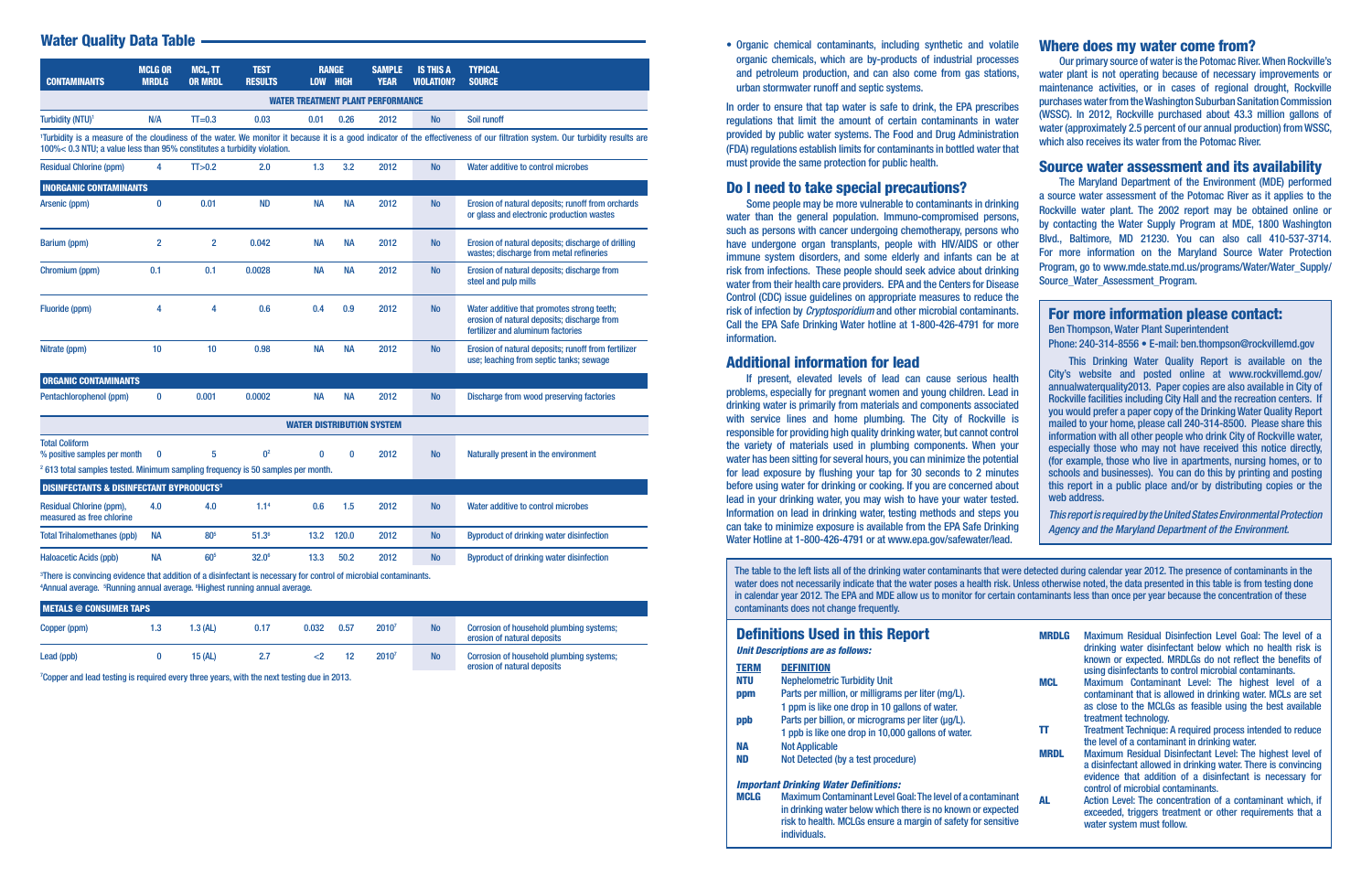## Water Quality Data Table

| CONTAMINANTS | MCLG OR MRDLG | MCL, TT OR MRDL | TEST RESULTS | RANGE LOW | RANGE HIGH | SAMPLE YEAR | IS THIS A VIOLATION? | TYPICAL SOURCE |
|---|---|---|---|---|---|---|---|---|
| **WATER TREATMENT PLANT PERFORMANCE** | | | | | | | | |
| Turbidity (NTU)[1] | N/A | TT=0.3 | 0.03 | 0.01 | 0.26 | 2012 | No | Soil runoff |
| [1]Turbidity is a measure of the cloudiness of the water. We monitor it because it is a good indicator of the effectiveness of our filtration system. Our turbidity results are 100%< 0.3 NTU; a value less than 95% constitutes a turbidity violation. | | | | | | | | |
| Residual Chlorine (ppm) | 4 | TT>0.2 | 2.0 | 1.3 | 3.2 | 2012 | No | Water additive to control microbes |
| **INORGANIC CONTAMINANTS** | | | | | | | | |
| Arsenic (ppm) | 0 | 0.01 | ND | NA | NA | 2012 | No | Erosion of natural deposits; runoff from orchards or glass and electronic production wastes |
| Barium (ppm) | 2 | 2 | 0.042 | NA | NA | 2012 | No | Erosion of natural deposits; discharge of drilling wastes; discharge from metal refineries |
| Chromium (ppm) | 0.1 | 0.1 | 0.0028 | NA | NA | 2012 | No | Erosion of natural deposits; discharge from steel and pulp mills |
| Fluoride (ppm) | 4 | 4 | 0.6 | 0.4 | 0.9 | 2012 | No | Water additive that promotes strong teeth; erosion of natural deposits; discharge from fertilizer and aluminum factories |
| Nitrate (ppm) | 10 | 10 | 0.98 | NA | NA | 2012 | No | Erosion of natural deposits; runoff from fertilizer use; leaching from septic tanks; sewage |
| **ORGANIC CONTAMINANTS** | | | | | | | | |
| Pentachlorophenol (ppm) | 0 | 0.001 | 0.0002 | NA | NA | 2012 | No | Discharge from wood preserving factories |
| **WATER DISTRIBUTION SYSTEM** | | | | | | | | |
| Total Coliform % positive samples per month | 0 | 5 | 0[2] | 0 | 0 | 2012 | No | Naturally present in the environment |
| [2] 613 total samples tested. Minimum sampling frequency is 50 samples per month. | | | | | | | | |
| **DISINFECTANTS & DISINFECTANT BYPRODUCTS[3]** | | | | | | | | |
| Residual Chlorine (ppm), measured as free chlorine | 4.0 | 4.0 | 1.1[4] | 0.6 | 1.5 | 2012 | No | Water additive to control microbes |
| Total Trihalomethanes (ppb) | NA | 80[5] | 51.3[6] | 13.2 | 120.0 | 2012 | No | Byproduct of drinking water disinfection |
| Haloacetic Acids (ppb) | NA | 60[5] | 32.0[6] | 13.3 | 50.2 | 2012 | No | Byproduct of drinking water disinfection |
| [3]There is convincing evidence that addition of a disinfectant is necessary for control of microbial contaminants. [4]Annual average. [5]Running annual average. [6]Highest running annual average. | | | | | | | | |
| **METALS @ CONSUMER TAPS** | | | | | | | | |
| Copper (ppm) | 1.3 | 1.3 (AL) | 0.17 | 0.032 | 0.57 | 2010[7] | No | Corrosion of household plumbing systems; erosion of natural deposits |
| Lead (ppb) | 0 | 15 (AL) | 2.7 | <2 | 12 | 2010[7] | No | Corrosion of household plumbing systems; erosion of natural deposits |

[7]Copper and lead testing is required every three years, with the next testing due in 2013.

- Organic chemical contaminants, including synthetic and volatile organic chemicals, which are by-products of industrial processes and petroleum production, and can also come from gas stations, urban stormwater runoff and septic systems.

In order to ensure that tap water is safe to drink, the EPA prescribes regulations that limit the amount of certain contaminants in water provided by public water systems. The Food and Drug Administration (FDA) regulations establish limits for contaminants in bottled water that must provide the same protection for public health.

## Do I need to take special precautions?

Some people may be more vulnerable to contaminants in drinking water than the general population. Immuno-compromised persons, such as persons with cancer undergoing chemotherapy, persons who have undergone organ transplants, people with HIV/AIDS or other immune system disorders, and some elderly and infants can be at risk from infections. These people should seek advice about drinking water from their health care providers. EPA and the Centers for Disease Control (CDC) issue guidelines on appropriate measures to reduce the risk of infection by *Cryptosporidium* and other microbial contaminants. Call the EPA Safe Drinking Water hotline at 1-800-426-4791 for more information.

## Additional information for lead

If present, elevated levels of lead can cause serious health problems, especially for pregnant women and young children. Lead in drinking water is primarily from materials and components associated with service lines and home plumbing. The City of Rockville is responsible for providing high quality drinking water, but cannot control the variety of materials used in plumbing components. When your water has been sitting for several hours, you can minimize the potential for lead exposure by flushing your tap for 30 seconds to 2 minutes before using water for drinking or cooking. If you are concerned about lead in your drinking water, you may wish to have your water tested. Information on lead in drinking water, testing methods and steps you can take to minimize exposure is available from the EPA Safe Drinking Water Hotline at 1-800-426-4791 or at www.epa.gov/safewater/lead.

## Where does my water come from?

Our primary source of water is the Potomac River. When Rockville's water plant is not operating because of necessary improvements or maintenance activities, or in cases of regional drought, Rockville purchases water from the Washington Suburban Sanitation Commission (WSSC). In 2012, Rockville purchased about 43.3 million gallons of water (approximately 2.5 percent of our annual production) from WSSC, which also receives its water from the Potomac River.

## Source water assessment and its availability

The Maryland Department of the Environment (MDE) performed a source water assessment of the Potomac River as it applies to the Rockville water plant. The 2002 report may be obtained online or by contacting the Water Supply Program at MDE, 1800 Washington Blvd., Baltimore, MD 21230. You can also call 410-537-3714. For more information on the Maryland Source Water Protection Program, go to www.mde.state.md.us/programs/Water/Water_Supply/Source_Water_Assessment_Program.

## For more information please contact:

Ben Thompson, Water Plant Superintendent

Phone: 240-314-8556 • E-mail: ben.thompson@rockvillemd.gov

This Drinking Water Quality Report is available on the City's website and posted online at www.rockvillemd.gov/annualwaterquality2013. Paper copies are also available in City of Rockville facilities including City Hall and the recreation centers. If you would prefer a paper copy of the Drinking Water Quality Report mailed to your home, please call 240-314-8500. Please share this information with all other people who drink City of Rockville water, especially those who may not have received this notice directly, (for example, those who live in apartments, nursing homes, or to schools and businesses). You can do this by printing and posting this report in a public place and/or by distributing copies or the web address.

*This report is required by the United States Environmental Protection Agency and the Maryland Department of the Environment.*

The table to the left lists all of the drinking water contaminants that were detected during calendar year 2012. The presence of contaminants in the water does not necessarily indicate that the water poses a health risk. Unless otherwise noted, the data presented in this table is from testing done in calendar year 2012. The EPA and MDE allow us to monitor for certain contaminants less than once per year because the concentration of these contaminants does not change frequently.

## Definitions Used in this Report

***Unit Descriptions are as follows:***

| TERM | DEFINITION |
|---|---|
| **NTU** | Nephelometric Turbidity Unit |
| **ppm** | Parts per million, or milligrams per liter (mg/L). 1 ppm is like one drop in 10 gallons of water. |
| **ppb** | Parts per billion, or micrograms per liter (µg/L). 1 ppb is like one drop in 10,000 gallons of water. |
| **NA** | Not Applicable |
| **ND** | Not Detected (by a test procedure) |

***Important Drinking Water Definitions:***

| | |
|---|---|
| **MCLG** | Maximum Contaminant Level Goal: The level of a contaminant in drinking water below which there is no known or expected risk to health. MCLGs ensure a margin of safety for sensitive individuals. |
| **MRDLG** | Maximum Residual Disinfection Level Goal: The level of a drinking water disinfectant below which no health risk is known or expected. MRDLGs do not reflect the benefits of using disinfectants to control microbial contaminants. |
| **MCL** | Maximum Contaminant Level: The highest level of a contaminant that is allowed in drinking water. MCLs are set as close to the MCLGs as feasible using the best available treatment technology. |
| **TT** | Treatment Technique: A required process intended to reduce the level of a contaminant in drinking water. |
| **MRDL** | Maximum Residual Disinfectant Level: The highest level of a disinfectant allowed in drinking water. There is convincing evidence that addition of a disinfectant is necessary for control of microbial contaminants. |
| **AL** | Action Level: The concentration of a contaminant which, if exceeded, triggers treatment or other requirements that a water system must follow. |